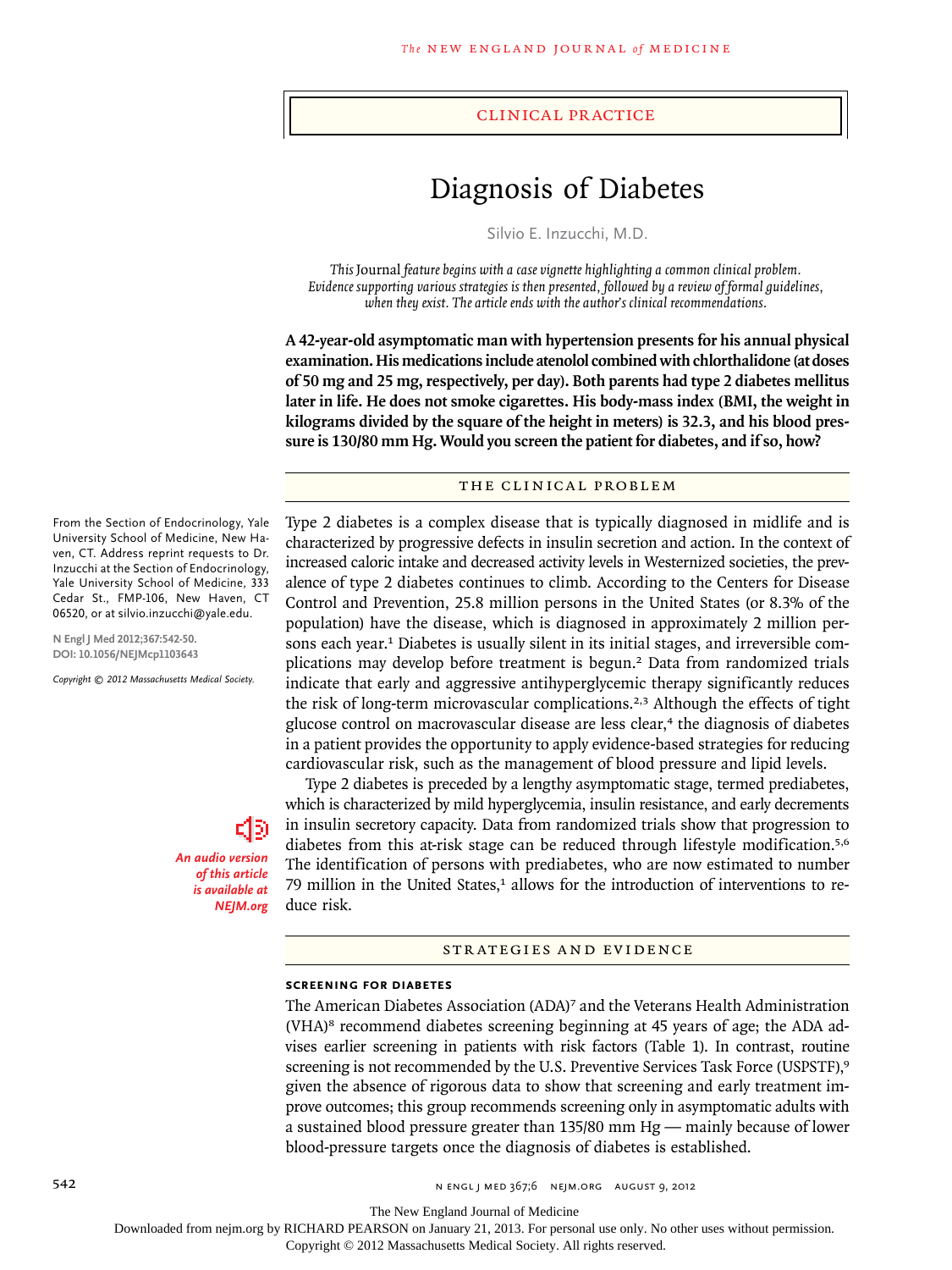Clinical Practice

# Diagnosis of Diabetes

Silvio E. Inzucchi, M.D.

*This* Journal *feature begins with a case vignette highlighting a common clinical problem. Evidence supporting various strategies is then presented, followed by a review of formal guidelines, when they exist. The article ends with the author's clinical recommendations.*

**A 42-year-old asymptomatic man with hypertension presents for his annual physical examination. His medications include atenolol combined with chlorthalidone (at doses of 50 mg and 25 mg, respectively, per day). Both parents had type 2 diabetes mellitus later in life. He does not smoke cigarettes. His body-mass index (BMI, the weight in kilograms divided by the square of the height in meters) is 32.3, and his blood pressure is 130/80 mm Hg. Would you screen the patient for diabetes, and if so, how?**

From the Section of Endocrinology, Yale University School of Medicine, New Haven, CT. Address reprint requests to Dr. Inzucchi at the Section of Endocrinology, Yale University School of Medicine, 333 Cedar St., FMP-106, New Haven, CT 06520, or at silvio.inzucchi@yale.edu.

N Engl J Med 2012;367:542-50.
DOI: 10.1056/NEJMcp1103643

*Copyright © 2012 Massachusetts Medical Society.*

***An audio version of this article is available at NEJM.org***

## The Clinical Problem

Type 2 diabetes is a complex disease that is typically diagnosed in midlife and is characterized by progressive defects in insulin secretion and action. In the context of increased caloric intake and decreased activity levels in Westernized societies, the prevalence of type 2 diabetes continues to climb. According to the Centers for Disease Control and Prevention, 25.8 million persons in the United States (or 8.3% of the population) have the disease, which is diagnosed in approximately 2 million persons each year.[1] Diabetes is usually silent in its initial stages, and irreversible complications may develop before treatment is begun.[2] Data from randomized trials indicate that early and aggressive antihyperglycemic therapy significantly reduces the risk of long-term microvascular complications.[2,3] Although the effects of tight glucose control on macrovascular disease are less clear,[4] the diagnosis of diabetes in a patient provides the opportunity to apply evidence-based strategies for reducing cardiovascular risk, such as the management of blood pressure and lipid levels.

Type 2 diabetes is preceded by a lengthy asymptomatic stage, termed prediabetes, which is characterized by mild hyperglycemia, insulin resistance, and early decrements in insulin secretory capacity. Data from randomized trials show that progression to diabetes from this at-risk stage can be reduced through lifestyle modification.[5,6] The identification of persons with prediabetes, who are now estimated to number 79 million in the United States,[1] allows for the introduction of interventions to reduce risk.

## Strategies and Evidence

### Screening for Diabetes

The American Diabetes Association (ADA)[7] and the Veterans Health Administration (VHA)[8] recommend diabetes screening beginning at 45 years of age; the ADA advises earlier screening in patients with risk factors (Table 1). In contrast, routine screening is not recommended by the U.S. Preventive Services Task Force (USPSTF),[9] given the absence of rigorous data to show that screening and early treatment improve outcomes; this group recommends screening only in asymptomatic adults with a sustained blood pressure greater than 135/80 mm Hg — mainly because of lower blood-pressure targets once the diagnosis of diabetes is established.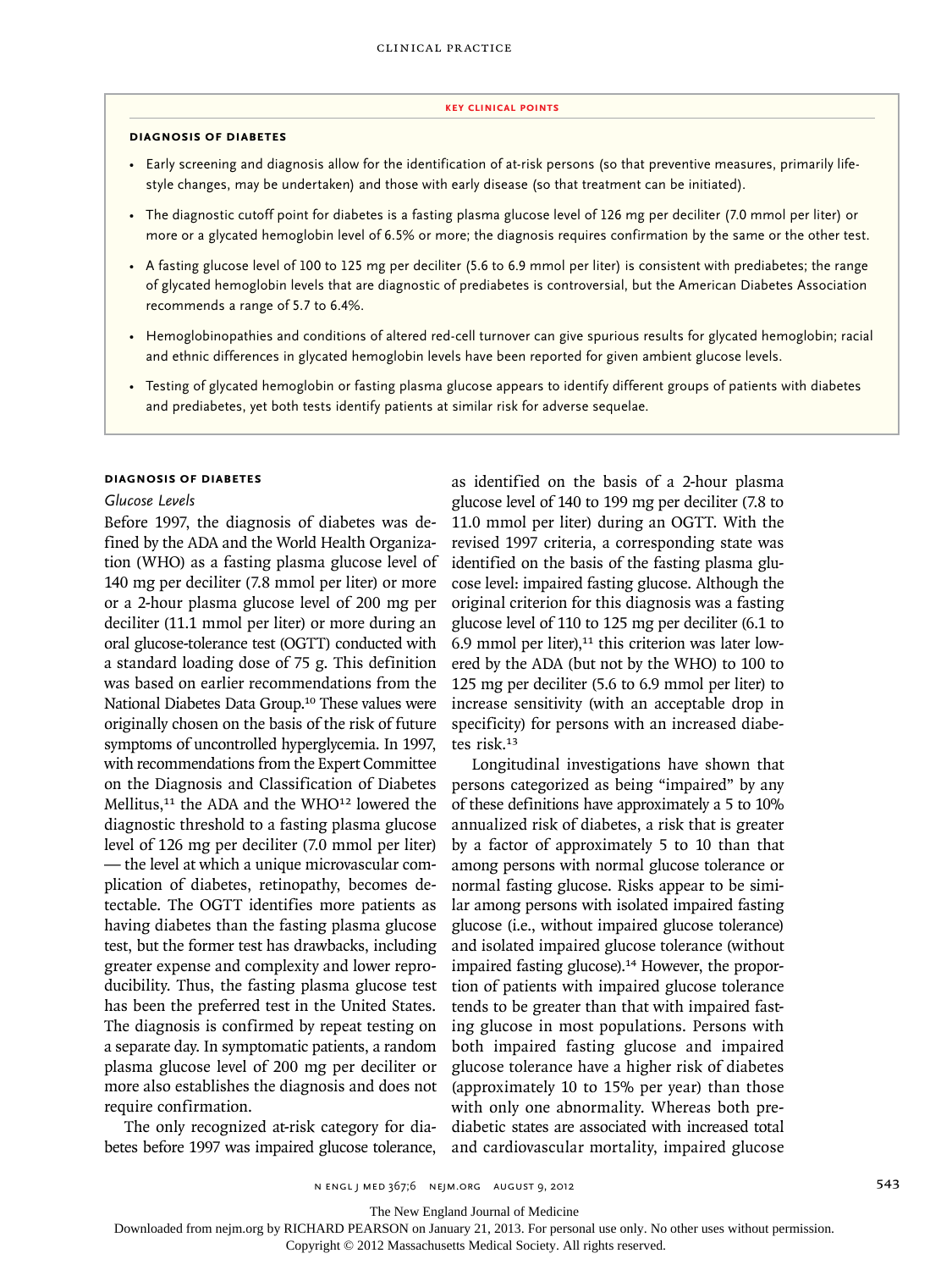## KEY CLINICAL POINTS

### DIAGNOSIS OF DIABETES

- Early screening and diagnosis allow for the identification of at-risk persons (so that preventive measures, primarily lifestyle changes, may be undertaken) and those with early disease (so that treatment can be initiated).
- The diagnostic cutoff point for diabetes is a fasting plasma glucose level of 126 mg per deciliter (7.0 mmol per liter) or more or a glycated hemoglobin level of 6.5% or more; the diagnosis requires confirmation by the same or the other test.
- A fasting glucose level of 100 to 125 mg per deciliter (5.6 to 6.9 mmol per liter) is consistent with prediabetes; the range of glycated hemoglobin levels that are diagnostic of prediabetes is controversial, but the American Diabetes Association recommends a range of 5.7 to 6.4%.
- Hemoglobinopathies and conditions of altered red-cell turnover can give spurious results for glycated hemoglobin; racial and ethnic differences in glycated hemoglobin levels have been reported for given ambient glucose levels.
- Testing of glycated hemoglobin or fasting plasma glucose appears to identify different groups of patients with diabetes and prediabetes, yet both tests identify patients at similar risk for adverse sequelae.

## DIAGNOSIS OF DIABETES

### *Glucose Levels*

Before 1997, the diagnosis of diabetes was defined by the ADA and the World Health Organization (WHO) as a fasting plasma glucose level of 140 mg per deciliter (7.8 mmol per liter) or more or a 2-hour plasma glucose level of 200 mg per deciliter (11.1 mmol per liter) or more during an oral glucose-tolerance test (OGTT) conducted with a standard loading dose of 75 g. This definition was based on earlier recommendations from the National Diabetes Data Group.[10] These values were originally chosen on the basis of the risk of future symptoms of uncontrolled hyperglycemia. In 1997, with recommendations from the Expert Committee on the Diagnosis and Classification of Diabetes Mellitus,[11] the ADA and the WHO[12] lowered the diagnostic threshold to a fasting plasma glucose level of 126 mg per deciliter (7.0 mmol per liter) — the level at which a unique microvascular complication of diabetes, retinopathy, becomes detectable. The OGTT identifies more patients as having diabetes than the fasting plasma glucose test, but the former test has drawbacks, including greater expense and complexity and lower reproducibility. Thus, the fasting plasma glucose test has been the preferred test in the United States. The diagnosis is confirmed by repeat testing on a separate day. In symptomatic patients, a random plasma glucose level of 200 mg per deciliter or more also establishes the diagnosis and does not require confirmation.

The only recognized at-risk category for diabetes before 1997 was impaired glucose tolerance, as identified on the basis of a 2-hour plasma glucose level of 140 to 199 mg per deciliter (7.8 to 11.0 mmol per liter) during an OGTT. With the revised 1997 criteria, a corresponding state was identified on the basis of the fasting plasma glucose level: impaired fasting glucose. Although the original criterion for this diagnosis was a fasting glucose level of 110 to 125 mg per deciliter (6.1 to 6.9 mmol per liter),[11] this criterion was later lowered by the ADA (but not by the WHO) to 100 to 125 mg per deciliter (5.6 to 6.9 mmol per liter) to increase sensitivity (with an acceptable drop in specificity) for persons with an increased diabetes risk.[13]

Longitudinal investigations have shown that persons categorized as being "impaired" by any of these definitions have approximately a 5 to 10% annualized risk of diabetes, a risk that is greater by a factor of approximately 5 to 10 than that among persons with normal glucose tolerance or normal fasting glucose. Risks appear to be similar among persons with isolated impaired fasting glucose (i.e., without impaired glucose tolerance) and isolated impaired glucose tolerance (without impaired fasting glucose).[14] However, the proportion of patients with impaired glucose tolerance tends to be greater than that with impaired fasting glucose in most populations. Persons with both impaired fasting glucose and impaired glucose tolerance have a higher risk of diabetes (approximately 10 to 15% per year) than those with only one abnormality. Whereas both prediabetic states are associated with increased total and cardiovascular mortality, impaired glucose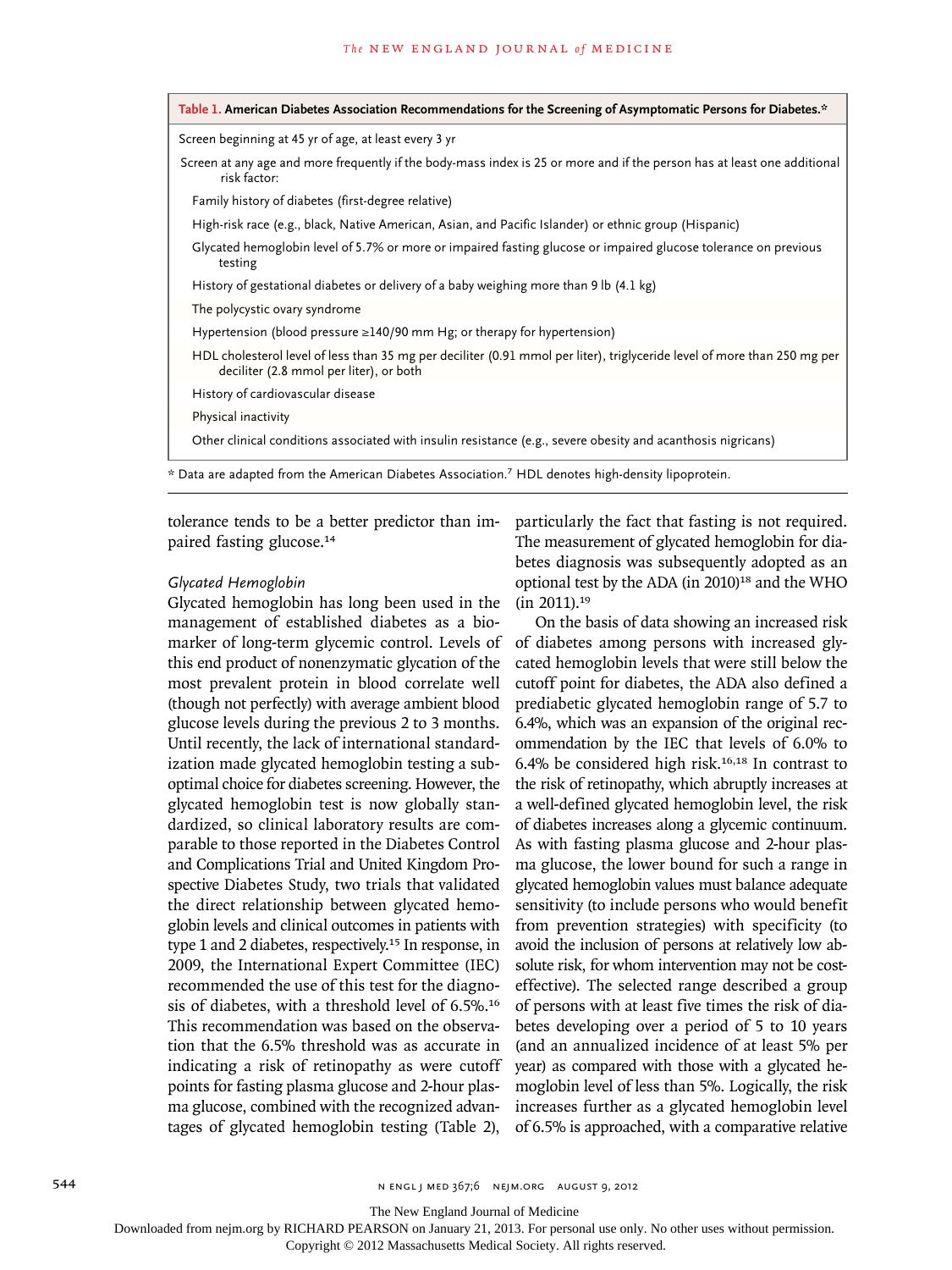**Table 1. American Diabetes Association Recommendations for the Screening of Asymptomatic Persons for Diabetes.***

| |
|---|
| Screen beginning at 45 yr of age, at least every 3 yr |
| Screen at any age and more frequently if the body-mass index is 25 or more and if the person has at least one additional risk factor: |
| Family history of diabetes (first-degree relative) |
| High-risk race (e.g., black, Native American, Asian, and Pacific Islander) or ethnic group (Hispanic) |
| Glycated hemoglobin level of 5.7% or more or impaired fasting glucose or impaired glucose tolerance on previous testing |
| History of gestational diabetes or delivery of a baby weighing more than 9 lb (4.1 kg) |
| The polycystic ovary syndrome |
| Hypertension (blood pressure ≥140/90 mm Hg; or therapy for hypertension) |
| HDL cholesterol level of less than 35 mg per deciliter (0.91 mmol per liter), triglyceride level of more than 250 mg per deciliter (2.8 mmol per liter), or both |
| History of cardiovascular disease |
| Physical inactivity |
| Other clinical conditions associated with insulin resistance (e.g., severe obesity and acanthosis nigricans) |

* Data are adapted from the American Diabetes Association.[7] HDL denotes high-density lipoprotein.

tolerance tends to be a better predictor than impaired fasting glucose.[14]

*Glycated Hemoglobin*

Glycated hemoglobin has long been used in the management of established diabetes as a biomarker of long-term glycemic control. Levels of this end product of nonenzymatic glycation of the most prevalent protein in blood correlate well (though not perfectly) with average ambient blood glucose levels during the previous 2 to 3 months. Until recently, the lack of international standardization made glycated hemoglobin testing a suboptimal choice for diabetes screening. However, the glycated hemoglobin test is now globally standardized, so clinical laboratory results are comparable to those reported in the Diabetes Control and Complications Trial and United Kingdom Prospective Diabetes Study, two trials that validated the direct relationship between glycated hemoglobin levels and clinical outcomes in patients with type 1 and 2 diabetes, respectively.[15] In response, in 2009, the International Expert Committee (IEC) recommended the use of this test for the diagnosis of diabetes, with a threshold level of 6.5%.[16] This recommendation was based on the observation that the 6.5% threshold was as accurate in indicating a risk of retinopathy as were cutoff points for fasting plasma glucose and 2-hour plasma glucose, combined with the recognized advantages of glycated hemoglobin testing (Table 2), particularly the fact that fasting is not required. The measurement of glycated hemoglobin for diabetes diagnosis was subsequently adopted as an optional test by the ADA (in 2010)[18] and the WHO (in 2011).[19]

On the basis of data showing an increased risk of diabetes among persons with increased glycated hemoglobin levels that were still below the cutoff point for diabetes, the ADA also defined a prediabetic glycated hemoglobin range of 5.7 to 6.4%, which was an expansion of the original recommendation by the IEC that levels of 6.0% to 6.4% be considered high risk.[16,18] In contrast to the risk of retinopathy, which abruptly increases at a well-defined glycated hemoglobin level, the risk of diabetes increases along a glycemic continuum. As with fasting plasma glucose and 2-hour plasma glucose, the lower bound for such a range in glycated hemoglobin values must balance adequate sensitivity (to include persons who would benefit from prevention strategies) with specificity (to avoid the inclusion of persons at relatively low absolute risk, for whom intervention may not be cost-effective). The selected range described a group of persons with at least five times the risk of diabetes developing over a period of 5 to 10 years (and an annualized incidence of at least 5% per year) as compared with those with a glycated hemoglobin level of less than 5%. Logically, the risk increases further as a glycated hemoglobin level of 6.5% is approached, with a comparative relative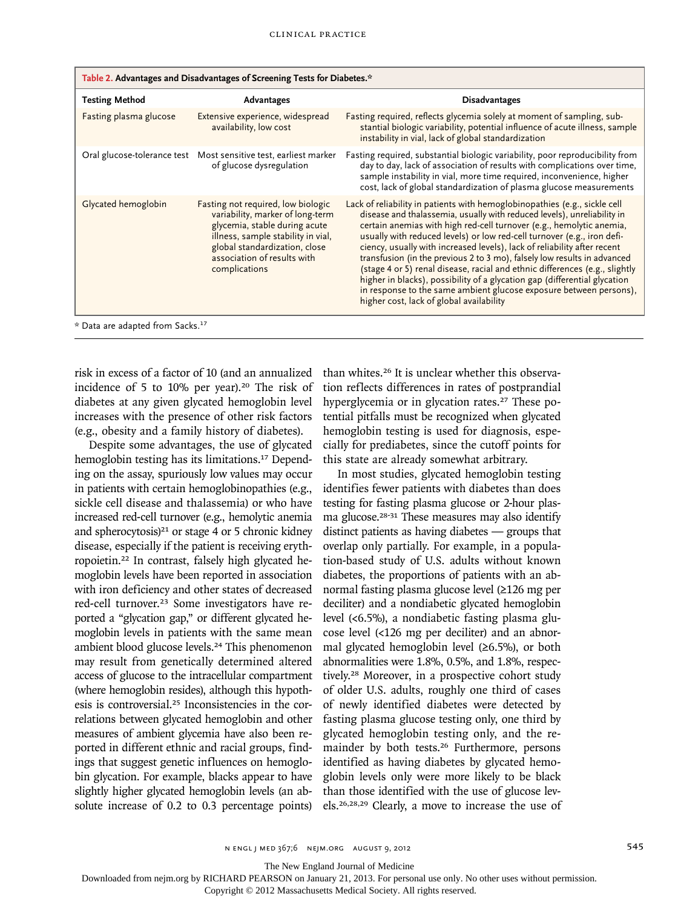**Table 2. Advantages and Disadvantages of Screening Tests for Diabetes.***

| Testing Method | Advantages | Disadvantages |
|---|---|---|
| Fasting plasma glucose | Extensive experience, widespread availability, low cost | Fasting required, reflects glycemia solely at moment of sampling, substantial biologic variability, potential influence of acute illness, sample instability in vial, lack of global standardization |
| Oral glucose-tolerance test | Most sensitive test, earliest marker of glucose dysregulation | Fasting required, substantial biologic variability, poor reproducibility from day to day, lack of association of results with complications over time, sample instability in vial, more time required, inconvenience, higher cost, lack of global standardization of plasma glucose measurements |
| Glycated hemoglobin | Fasting not required, low biologic variability, marker of long-term glycemia, stable during acute illness, sample stability in vial, global standardization, close association of results with complications | Lack of reliability in patients with hemoglobinopathies (e.g., sickle cell disease and thalassemia, usually with reduced levels), unreliability in certain anemias with high red-cell turnover (e.g., hemolytic anemia, usually with reduced levels) or low red-cell turnover (e.g., iron deficiency, usually with increased levels), lack of reliability after recent transfusion (in the previous 2 to 3 mo), falsely low results in advanced (stage 4 or 5) renal disease, racial and ethnic differences (e.g., slightly higher in blacks), possibility of a glycation gap (differential glycation in response to the same ambient glucose exposure between persons), higher cost, lack of global availability |

\* Data are adapted from Sacks.[17]

risk in excess of a factor of 10 (and an annualized incidence of 5 to 10% per year).[20] The risk of diabetes at any given glycated hemoglobin level increases with the presence of other risk factors (e.g., obesity and a family history of diabetes).

Despite some advantages, the use of glycated hemoglobin testing has its limitations.[17] Depending on the assay, spuriously low values may occur in patients with certain hemoglobinopathies (e.g., sickle cell disease and thalassemia) or who have increased red-cell turnover (e.g., hemolytic anemia and spherocytosis)[21] or stage 4 or 5 chronic kidney disease, especially if the patient is receiving erythropoietin.[22] In contrast, falsely high glycated hemoglobin levels have been reported in association with iron deficiency and other states of decreased red-cell turnover.[23] Some investigators have reported a "glycation gap," or different glycated hemoglobin levels in patients with the same mean ambient blood glucose levels.[24] This phenomenon may result from genetically determined altered access of glucose to the intracellular compartment (where hemoglobin resides), although this hypothesis is controversial.[25] Inconsistencies in the correlations between glycated hemoglobin and other measures of ambient glycemia have also been reported in different ethnic and racial groups, findings that suggest genetic influences on hemoglobin glycation. For example, blacks appear to have slightly higher glycated hemoglobin levels (an absolute increase of 0.2 to 0.3 percentage points) than whites.[26] It is unclear whether this observation reflects differences in rates of postprandial hyperglycemia or in glycation rates.[27] These potential pitfalls must be recognized when glycated hemoglobin testing is used for diagnosis, especially for prediabetes, since the cutoff points for this state are already somewhat arbitrary.

In most studies, glycated hemoglobin testing identifies fewer patients with diabetes than does testing for fasting plasma glucose or 2-hour plasma glucose.[28-31] These measures may also identify distinct patients as having diabetes — groups that overlap only partially. For example, in a population-based study of U.S. adults without known diabetes, the proportions of patients with an abnormal fasting plasma glucose level (≥126 mg per deciliter) and a nondiabetic glycated hemoglobin level (<6.5%), a nondiabetic fasting plasma glucose level (<126 mg per deciliter) and an abnormal glycated hemoglobin level (≥6.5%), or both abnormalities were 1.8%, 0.5%, and 1.8%, respectively.[28] Moreover, in a prospective cohort study of older U.S. adults, roughly one third of cases of newly identified diabetes were detected by fasting plasma glucose testing only, one third by glycated hemoglobin testing only, and the remainder by both tests.[26] Furthermore, persons identified as having diabetes by glycated hemoglobin levels only were more likely to be black than those identified with the use of glucose levels.[26,28,29] Clearly, a move to increase the use of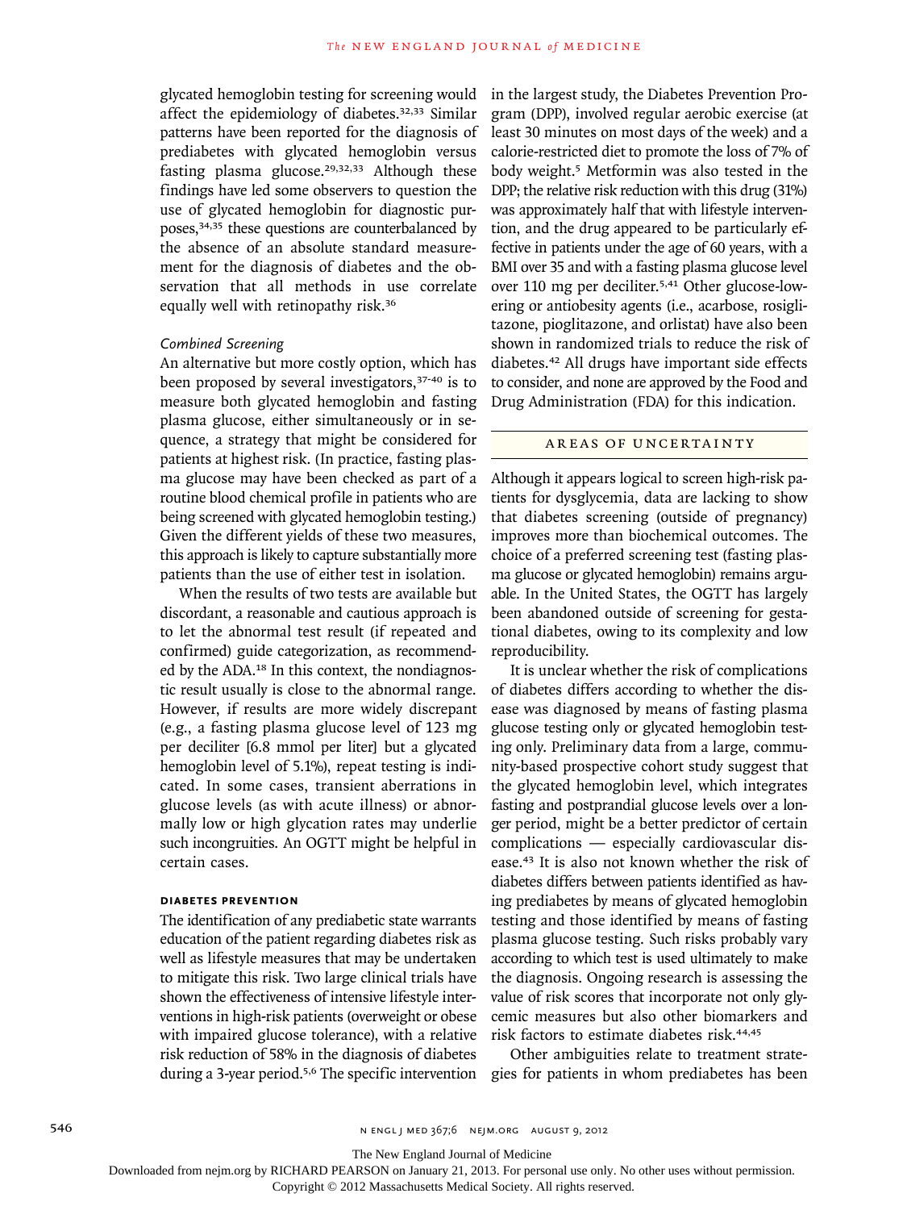glycated hemoglobin testing for screening would affect the epidemiology of diabetes.[32,33] Similar patterns have been reported for the diagnosis of prediabetes with glycated hemoglobin versus fasting plasma glucose.[29,32,33] Although these findings have led some observers to question the use of glycated hemoglobin for diagnostic purposes,[34,35] these questions are counterbalanced by the absence of an absolute standard measurement for the diagnosis of diabetes and the observation that all methods in use correlate equally well with retinopathy risk.[36]

### *Combined Screening*

An alternative but more costly option, which has been proposed by several investigators,[37-40] is to measure both glycated hemoglobin and fasting plasma glucose, either simultaneously or in sequence, a strategy that might be considered for patients at highest risk. (In practice, fasting plasma glucose may have been checked as part of a routine blood chemical profile in patients who are being screened with glycated hemoglobin testing.) Given the different yields of these two measures, this approach is likely to capture substantially more patients than the use of either test in isolation.

When the results of two tests are available but discordant, a reasonable and cautious approach is to let the abnormal test result (if repeated and confirmed) guide categorization, as recommended by the ADA.[18] In this context, the nondiagnostic result usually is close to the abnormal range. However, if results are more widely discrepant (e.g., a fasting plasma glucose level of 123 mg per deciliter [6.8 mmol per liter] but a glycated hemoglobin level of 5.1%), repeat testing is indicated. In some cases, transient aberrations in glucose levels (as with acute illness) or abnormally low or high glycation rates may underlie such incongruities. An OGTT might be helpful in certain cases.

## DIABETES PREVENTION

The identification of any prediabetic state warrants education of the patient regarding diabetes risk as well as lifestyle measures that may be undertaken to mitigate this risk. Two large clinical trials have shown the effectiveness of intensive lifestyle interventions in high-risk patients (overweight or obese with impaired glucose tolerance), with a relative risk reduction of 58% in the diagnosis of diabetes during a 3-year period.[5,6] The specific intervention in the largest study, the Diabetes Prevention Program (DPP), involved regular aerobic exercise (at least 30 minutes on most days of the week) and a calorie-restricted diet to promote the loss of 7% of body weight.[5] Metformin was also tested in the DPP; the relative risk reduction with this drug (31%) was approximately half that with lifestyle intervention, and the drug appeared to be particularly effective in patients under the age of 60 years, with a BMI over 35 and with a fasting plasma glucose level over 110 mg per deciliter.[5,41] Other glucose-lowering or antiobesity agents (i.e., acarbose, rosiglitazone, pioglitazone, and orlistat) have also been shown in randomized trials to reduce the risk of diabetes.[42] All drugs have important side effects to consider, and none are approved by the Food and Drug Administration (FDA) for this indication.

## AREAS OF UNCERTAINTY

Although it appears logical to screen high-risk patients for dysglycemia, data are lacking to show that diabetes screening (outside of pregnancy) improves more than biochemical outcomes. The choice of a preferred screening test (fasting plasma glucose or glycated hemoglobin) remains arguable. In the United States, the OGTT has largely been abandoned outside of screening for gestational diabetes, owing to its complexity and low reproducibility.

It is unclear whether the risk of complications of diabetes differs according to whether the disease was diagnosed by means of fasting plasma glucose testing only or glycated hemoglobin testing only. Preliminary data from a large, community-based prospective cohort study suggest that the glycated hemoglobin level, which integrates fasting and postprandial glucose levels over a longer period, might be a better predictor of certain complications — especially cardiovascular disease.[43] It is also not known whether the risk of diabetes differs between patients identified as having prediabetes by means of glycated hemoglobin testing and those identified by means of fasting plasma glucose testing. Such risks probably vary according to which test is used ultimately to make the diagnosis. Ongoing research is assessing the value of risk scores that incorporate not only glycemic measures but also other biomarkers and risk factors to estimate diabetes risk.[44,45]

Other ambiguities relate to treatment strategies for patients in whom prediabetes has been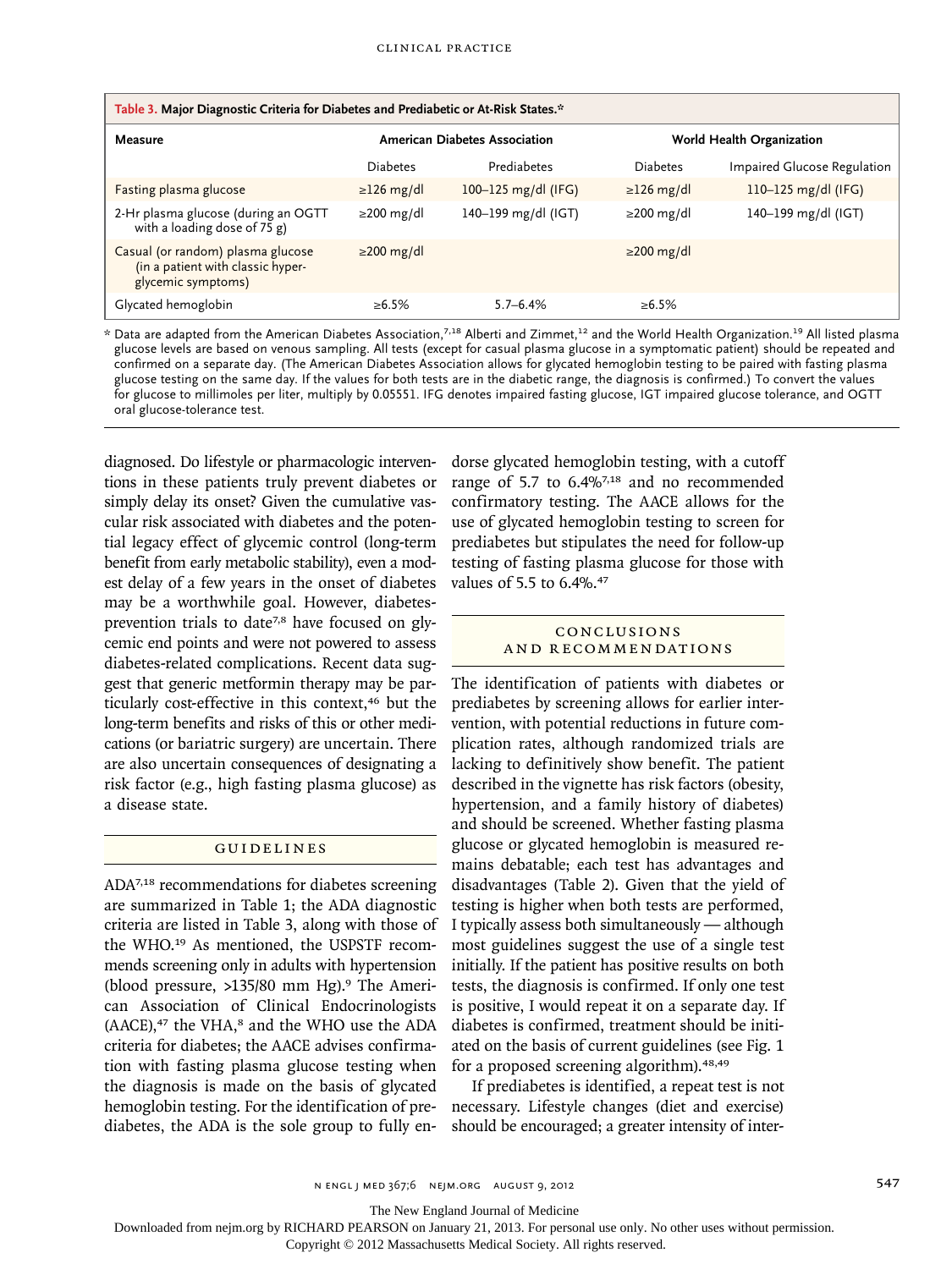**Table 3. Major Diagnostic Criteria for Diabetes and Prediabetic or At-Risk States.***

| Measure | American Diabetes Association | | World Health Organization | |
|---|---|---|---|---|
| | Diabetes | Prediabetes | Diabetes | Impaired Glucose Regulation |
| Fasting plasma glucose | ≥126 mg/dl | 100–125 mg/dl (IFG) | ≥126 mg/dl | 110–125 mg/dl (IFG) |
| 2-Hr plasma glucose (during an OGTT with a loading dose of 75 g) | ≥200 mg/dl | 140–199 mg/dl (IGT) | ≥200 mg/dl | 140–199 mg/dl (IGT) |
| Casual (or random) plasma glucose (in a patient with classic hyperglycemic symptoms) | ≥200 mg/dl | | ≥200 mg/dl | |
| Glycated hemoglobin | ≥6.5% | 5.7–6.4% | ≥6.5% | |

\* Data are adapted from the American Diabetes Association,[7,18] Alberti and Zimmet,[12] and the World Health Organization.[19] All listed plasma glucose levels are based on venous sampling. All tests (except for casual plasma glucose in a symptomatic patient) should be repeated and confirmed on a separate day. (The American Diabetes Association allows for glycated hemoglobin testing to be paired with fasting plasma glucose testing on the same day. If the values for both tests are in the diabetic range, the diagnosis is confirmed.) To convert the values for glucose to millimoles per liter, multiply by 0.05551. IFG denotes impaired fasting glucose, IGT impaired glucose tolerance, and OGTT oral glucose-tolerance test.

diagnosed. Do lifestyle or pharmacologic interventions in these patients truly prevent diabetes or simply delay its onset? Given the cumulative vascular risk associated with diabetes and the potential legacy effect of glycemic control (long-term benefit from early metabolic stability), even a modest delay of a few years in the onset of diabetes may be a worthwhile goal. However, diabetes-prevention trials to date[7,8] have focused on glycemic end points and were not powered to assess diabetes-related complications. Recent data suggest that generic metformin therapy may be particularly cost-effective in this context,[46] but the long-term benefits and risks of this or other medications (or bariatric surgery) are uncertain. There are also uncertain consequences of designating a risk factor (e.g., high fasting plasma glucose) as a disease state.

## GUIDELINES

ADA[7,18] recommendations for diabetes screening are summarized in Table 1; the ADA diagnostic criteria are listed in Table 3, along with those of the WHO.[19] As mentioned, the USPSTF recommends screening only in adults with hypertension (blood pressure, >135/80 mm Hg).[9] The American Association of Clinical Endocrinologists (AACE),[47] the VHA,[8] and the WHO use the ADA criteria for diabetes; the AACE advises confirmation with fasting plasma glucose testing when the diagnosis is made on the basis of glycated hemoglobin testing. For the identification of prediabetes, the ADA is the sole group to fully endorse glycated hemoglobin testing, with a cutoff range of 5.7 to 6.4%[7,18] and no recommended confirmatory testing. The AACE allows for the use of glycated hemoglobin testing to screen for prediabetes but stipulates the need for follow-up testing of fasting plasma glucose for those with values of 5.5 to 6.4%.[47]

## CONCLUSIONS AND RECOMMENDATIONS

The identification of patients with diabetes or prediabetes by screening allows for earlier intervention, with potential reductions in future complication rates, although randomized trials are lacking to definitively show benefit. The patient described in the vignette has risk factors (obesity, hypertension, and a family history of diabetes) and should be screened. Whether fasting plasma glucose or glycated hemoglobin is measured remains debatable; each test has advantages and disadvantages (Table 2). Given that the yield of testing is higher when both tests are performed, I typically assess both simultaneously — although most guidelines suggest the use of a single test initially. If the patient has positive results on both tests, the diagnosis is confirmed. If only one test is positive, I would repeat it on a separate day. If diabetes is confirmed, treatment should be initiated on the basis of current guidelines (see Fig. 1 for a proposed screening algorithm).[48,49]

If prediabetes is identified, a repeat test is not necessary. Lifestyle changes (diet and exercise) should be encouraged; a greater intensity of inter-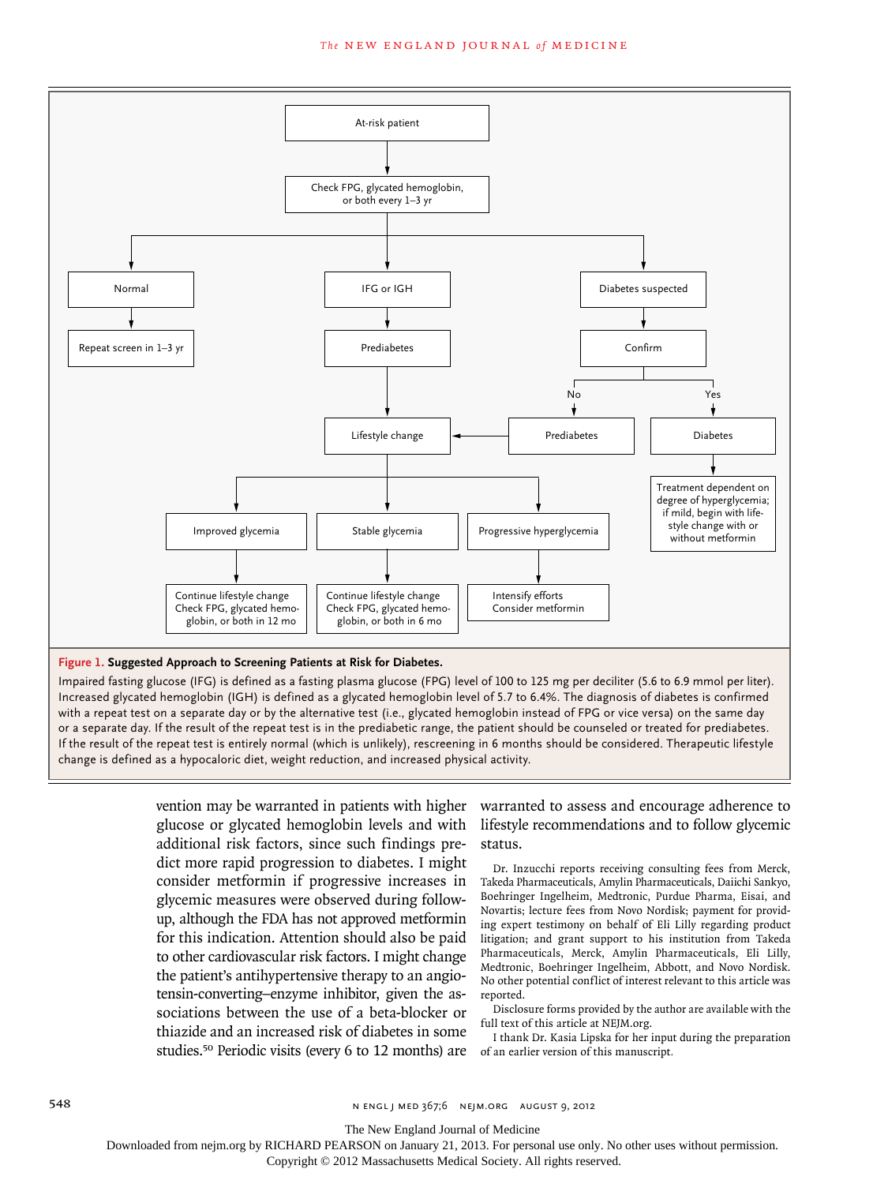- At-risk patient
  - Check FPG, glycated hemoglobin, or both every 1–3 yr
    - Normal → Repeat screen in 1–3 yr
    - IFG or IGH → Prediabetes → Lifestyle change
    - Diabetes suspected → Confirm
      - No → Prediabetes → Lifestyle change
      - Yes → Diabetes → Treatment dependent on degree of hyperglycemia; if mild, begin with lifestyle change with or without metformin
- Lifestyle change
  - Improved glycemia → Continue lifestyle change; Check FPG, glycated hemoglobin, or both in 12 mo
  - Stable glycemia → Continue lifestyle change; Check FPG, glycated hemoglobin, or both in 6 mo
  - Progressive hyperglycemia → Intensify efforts; Consider metformin

**Figure 1. Suggested Approach to Screening Patients at Risk for Diabetes.**

Impaired fasting glucose (IFG) is defined as a fasting plasma glucose (FPG) level of 100 to 125 mg per deciliter (5.6 to 6.9 mmol per liter). Increased glycated hemoglobin (IGH) is defined as a glycated hemoglobin level of 5.7 to 6.4%. The diagnosis of diabetes is confirmed with a repeat test on a separate day or by the alternative test (i.e., glycated hemoglobin instead of FPG or vice versa) on the same day or a separate day. If the result of the repeat test is in the prediabetic range, the patient should be counseled or treated for prediabetes. If the result of the repeat test is entirely normal (which is unlikely), rescreening in 6 months should be considered. Therapeutic lifestyle change is defined as a hypocaloric diet, weight reduction, and increased physical activity.

vention may be warranted in patients with higher glucose or glycated hemoglobin levels and with additional risk factors, since such findings predict more rapid progression to diabetes. I might consider metformin if progressive increases in glycemic measures were observed during follow-up, although the FDA has not approved metformin for this indication. Attention should also be paid to other cardiovascular risk factors. I might change the patient's antihypertensive therapy to an angiotensin-converting–enzyme inhibitor, given the associations between the use of a beta-blocker or thiazide and an increased risk of diabetes in some studies.[50] Periodic visits (every 6 to 12 months) are warranted to assess and encourage adherence to lifestyle recommendations and to follow glycemic status.

Dr. Inzucchi reports receiving consulting fees from Merck, Takeda Pharmaceuticals, Amylin Pharmaceuticals, Daiichi Sankyo, Boehringer Ingelheim, Medtronic, Purdue Pharma, Eisai, and Novartis; lecture fees from Novo Nordisk; payment for providing expert testimony on behalf of Eli Lilly regarding product litigation; and grant support to his institution from Takeda Pharmaceuticals, Merck, Amylin Pharmaceuticals, Eli Lilly, Medtronic, Boehringer Ingelheim, Abbott, and Novo Nordisk. No other potential conflict of interest relevant to this article was reported.

Disclosure forms provided by the author are available with the full text of this article at NEJM.org.

I thank Dr. Kasia Lipska for her input during the preparation of an earlier version of this manuscript.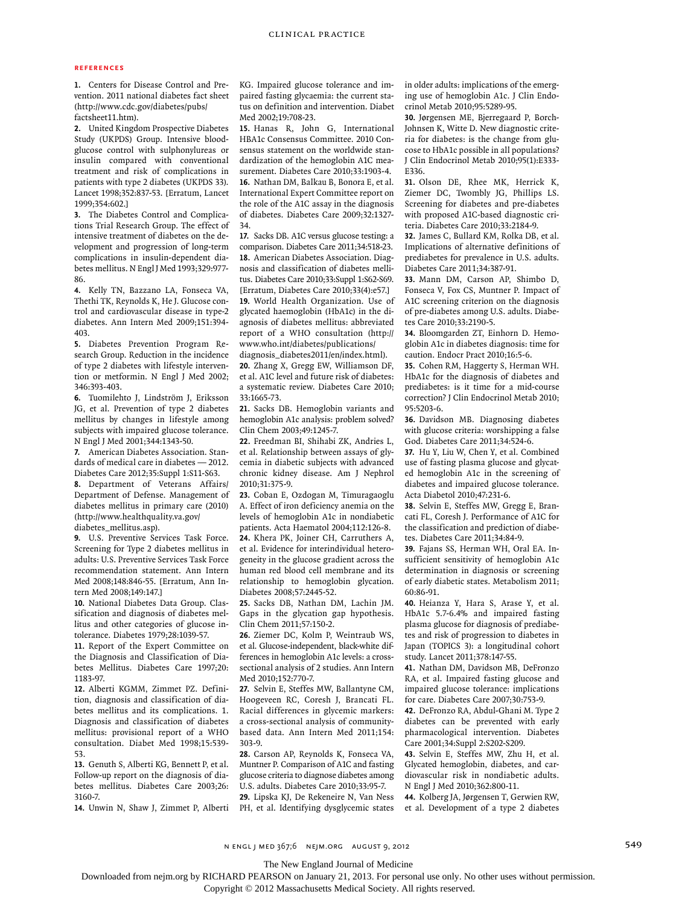## REFERENCES

1. Centers for Disease Control and Prevention. 2011 national diabetes fact sheet (http://www.cdc.gov/diabetes/pubs/factsheet11.htm).

2. United Kingdom Prospective Diabetes Study (UKPDS) Group. Intensive blood-glucose control with sulphonylureas or insulin compared with conventional treatment and risk of complications in patients with type 2 diabetes (UKPDS 33). Lancet 1998;352:837-53. [Erratum, Lancet 1999;354:602.]

3. The Diabetes Control and Complications Trial Research Group. The effect of intensive treatment of diabetes on the development and progression of long-term complications in insulin-dependent diabetes mellitus. N Engl J Med 1993;329:977-86.

4. Kelly TN, Bazzano LA, Fonseca VA, Thethi TK, Reynolds K, He J. Glucose control and cardiovascular disease in type-2 diabetes. Ann Intern Med 2009;151:394-403.

5. Diabetes Prevention Program Research Group. Reduction in the incidence of type 2 diabetes with lifestyle intervention or metformin. N Engl J Med 2002;346:393-403.

6. Tuomilehto J, Lindström J, Eriksson JG, et al. Prevention of type 2 diabetes mellitus by changes in lifestyle among subjects with impaired glucose tolerance. N Engl J Med 2001;344:1343-50.

7. American Diabetes Association. Standards of medical care in diabetes — 2012. Diabetes Care 2012;35:Suppl 1:S11-S63.

8. Department of Veterans Affairs/Department of Defense. Management of diabetes mellitus in primary care (2010) (http://www.healthquality.va.gov/diabetes_mellitus.asp).

9. U.S. Preventive Services Task Force. Screening for Type 2 diabetes mellitus in adults: U.S. Preventive Services Task Force recommendation statement. Ann Intern Med 2008;148:846-55. [Erratum, Ann Intern Med 2008;149:147.]

10. National Diabetes Data Group. Classification and diagnosis of diabetes mellitus and other categories of glucose intolerance. Diabetes 1979;28:1039-57.

11. Report of the Expert Committee on the Diagnosis and Classification of Diabetes Mellitus. Diabetes Care 1997;20:1183-97.

12. Alberti KGMM, Zimmet PZ. Definition, diagnosis and classification of diabetes mellitus and its complications. 1. Diagnosis and classification of diabetes mellitus: provisional report of a WHO consultation. Diabet Med 1998;15:539-53.

13. Genuth S, Alberti KG, Bennett P, et al. Follow-up report on the diagnosis of diabetes mellitus. Diabetes Care 2003;26:3160-7.

14. Unwin N, Shaw J, Zimmet P, Alberti KG. Impaired glucose tolerance and impaired fasting glycaemia: the current status on definition and intervention. Diabet Med 2002;19:708-23.

15. Hanas R, John G, International HBA1c Consensus Committee. 2010 Consensus statement on the worldwide standardization of the hemoglobin A1C measurement. Diabetes Care 2010;33:1903-4.

16. Nathan DM, Balkau B, Bonora E, et al. International Expert Committee report on the role of the A1C assay in the diagnosis of diabetes. Diabetes Care 2009;32:1327-34.

17. Sacks DB. A1C versus glucose testing: a comparison. Diabetes Care 2011;34:518-23.

18. American Diabetes Association. Diagnosis and classification of diabetes mellitus. Diabetes Care 2010;33:Suppl 1:S62-S69. [Erratum, Diabetes Care 2010;33(4):e57.]

19. World Health Organization. Use of glycated haemoglobin (HbA1c) in the diagnosis of diabetes mellitus: abbreviated report of a WHO consultation (http://www.who.int/diabetes/publications/diagnosis_diabetes2011/en/index.html).

20. Zhang X, Gregg EW, Williamson DF, et al. A1C level and future risk of diabetes: a systematic review. Diabetes Care 2010;33:1665-73.

21. Sacks DB. Hemoglobin variants and hemoglobin A1c analysis: problem solved? Clin Chem 2003;49:1245-7.

22. Freedman BI, Shihabi ZK, Andries L, et al. Relationship between assays of glycemia in diabetic subjects with advanced chronic kidney disease. Am J Nephrol 2010;31:375-9.

23. Coban E, Ozdogan M, Timuragaoglu A. Effect of iron deficiency anemia on the levels of hemoglobin A1c in nondiabetic patients. Acta Haematol 2004;112:126-8.

24. Khera PK, Joiner CH, Carruthers A, et al. Evidence for interindividual heterogeneity in the glucose gradient across the human red blood cell membrane and its relationship to hemoglobin glycation. Diabetes 2008;57:2445-52.

25. Sacks DB, Nathan DM, Lachin JM. Gaps in the glycation gap hypothesis. Clin Chem 2011;57:150-2.

26. Ziemer DC, Kolm P, Weintraub WS, et al. Glucose-independent, black-white differences in hemoglobin A1c levels: a cross-sectional analysis of 2 studies. Ann Intern Med 2010;152:770-7.

27. Selvin E, Steffes MW, Ballantyne CM, Hoogeveen RC, Coresh J, Brancati FL. Racial differences in glycemic markers: a cross-sectional analysis of community-based data. Ann Intern Med 2011;154:303-9.

28. Carson AP, Reynolds K, Fonseca VA, Muntner P. Comparison of A1C and fasting glucose criteria to diagnose diabetes among U.S. adults. Diabetes Care 2010;33:95-7.

29. Lipska KJ, De Rekeneire N, Van Ness PH, et al. Identifying dysglycemic states in older adults: implications of the emerging use of hemoglobin A1c. J Clin Endocrinol Metab 2010;95:5289-95.

30. Jørgensen ME, Bjerregaard P, Borch-Johnsen K, Witte D. New diagnostic criteria for diabetes: is the change from glucose to HbA1c possible in all populations? J Clin Endocrinol Metab 2010;95(1):E333-E336.

31. Olson DE, Rhee MK, Herrick K, Ziemer DC, Twombly JG, Phillips LS. Screening for diabetes and pre-diabetes with proposed A1C-based diagnostic criteria. Diabetes Care 2010;33:2184-9.

32. James C, Bullard KM, Rolka DB, et al. Implications of alternative definitions of prediabetes for prevalence in U.S. adults. Diabetes Care 2011;34:387-91.

33. Mann DM, Carson AP, Shimbo D, Fonseca V, Fox CS, Muntner P. Impact of A1C screening criterion on the diagnosis of pre-diabetes among U.S. adults. Diabetes Care 2010;33:2190-5.

34. Bloomgarden ZT, Einhorn D. Hemoglobin A1c in diabetes diagnosis: time for caution. Endocr Pract 2010;16:5-6.

35. Cohen RM, Haggerty S, Herman WH. HbA1c for the diagnosis of diabetes and prediabetes: is it time for a mid-course correction? J Clin Endocrinol Metab 2010;95:5203-6.

36. Davidson MB. Diagnosing diabetes with glucose criteria: worshipping a false God. Diabetes Care 2011;34:524-6.

37. Hu Y, Liu W, Chen Y, et al. Combined use of fasting plasma glucose and glycated hemoglobin A1c in the screening of diabetes and impaired glucose tolerance. Acta Diabetol 2010;47:231-6.

38. Selvin E, Steffes MW, Gregg E, Brancati FL, Coresh J. Performance of A1C for the classification and prediction of diabetes. Diabetes Care 2011;34:84-9.

39. Fajans SS, Herman WH, Oral EA. Insufficient sensitivity of hemoglobin A1c determination in diagnosis or screening of early diabetic states. Metabolism 2011;60:86-91.

40. Heianza Y, Hara S, Arase Y, et al. HbA1c 5.7-6.4% and impaired fasting plasma glucose for diagnosis of prediabetes and risk of progression to diabetes in Japan (TOPICS 3): a longitudinal cohort study. Lancet 2011;378:147-55.

41. Nathan DM, Davidson MB, DeFronzo RA, et al. Impaired fasting glucose and impaired glucose tolerance: implications for care. Diabetes Care 2007;30:753-9.

42. DeFronzo RA, Abdul-Ghani M. Type 2 diabetes can be prevented with early pharmacological intervention. Diabetes Care 2001;34:Suppl 2:S202-S209.

43. Selvin E, Steffes MW, Zhu H, et al. Glycated hemoglobin, diabetes, and cardiovascular risk in nondiabetic adults. N Engl J Med 2010;362:800-11.

44. Kolberg JA, Jørgensen T, Gerwien RW, et al. Development of a type 2 diabetes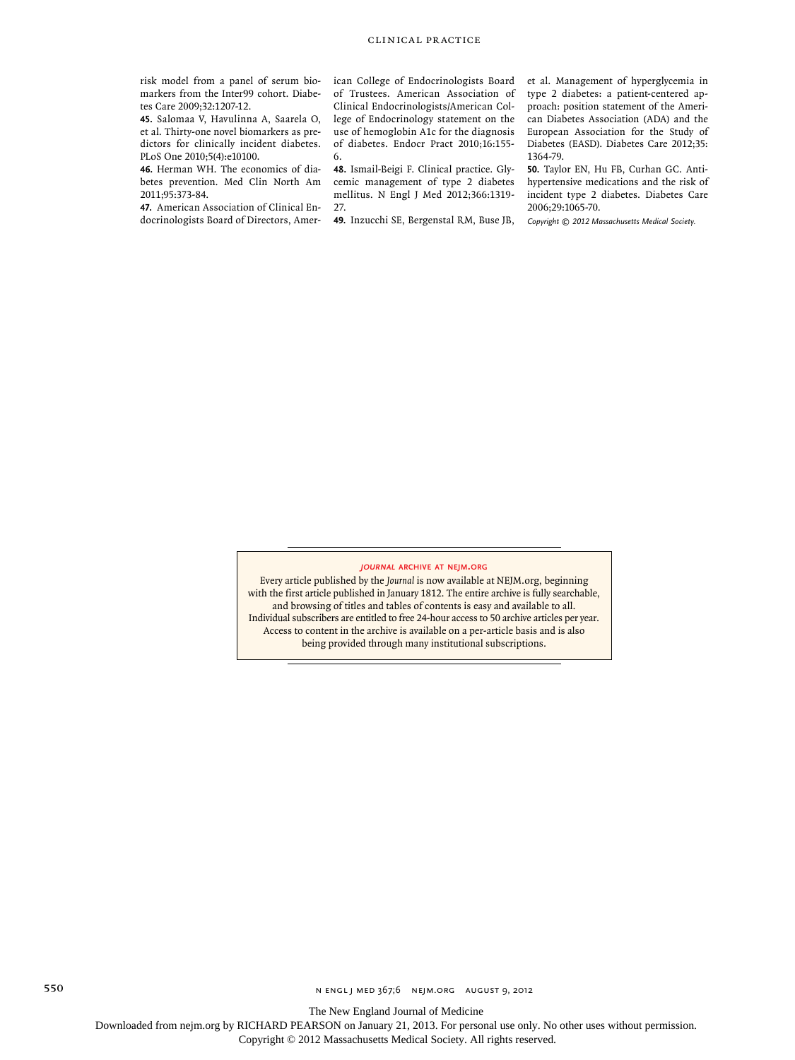risk model from a panel of serum biomarkers from the Inter99 cohort. Diabetes Care 2009;32:1207-12.

**45.** Salomaa V, Havulinna A, Saarela O, et al. Thirty-one novel biomarkers as predictors for clinically incident diabetes. PLoS One 2010;5(4):e10100.

**46.** Herman WH. The economics of diabetes prevention. Med Clin North Am 2011;95:373-84.

**47.** American Association of Clinical Endocrinologists Board of Directors, American College of Endocrinologists Board of Trustees. American Association of Clinical Endocrinologists/American College of Endocrinology statement on the use of hemoglobin A1c for the diagnosis of diabetes. Endocr Pract 2010;16:155-6.

**48.** Ismail-Beigi F. Clinical practice. Glycemic management of type 2 diabetes mellitus. N Engl J Med 2012;366:1319-27.

**49.** Inzucchi SE, Bergenstal RM, Buse JB, et al. Management of hyperglycemia in type 2 diabetes: a patient-centered approach: position statement of the American Diabetes Association (ADA) and the European Association for the Study of Diabetes (EASD). Diabetes Care 2012;35:1364-79.

**50.** Taylor EN, Hu FB, Curhan GC. Antihypertensive medications and the risk of incident type 2 diabetes. Diabetes Care 2006;29:1065-70.

*Copyright © 2012 Massachusetts Medical Society.*

**JOURNAL ARCHIVE AT NEJM.ORG**

Every article published by the *Journal* is now available at NEJM.org, beginning with the first article published in January 1812. The entire archive is fully searchable, and browsing of titles and tables of contents is easy and available to all. Individual subscribers are entitled to free 24-hour access to 50 archive articles per year. Access to content in the archive is available on a per-article basis and is also being provided through many institutional subscriptions.